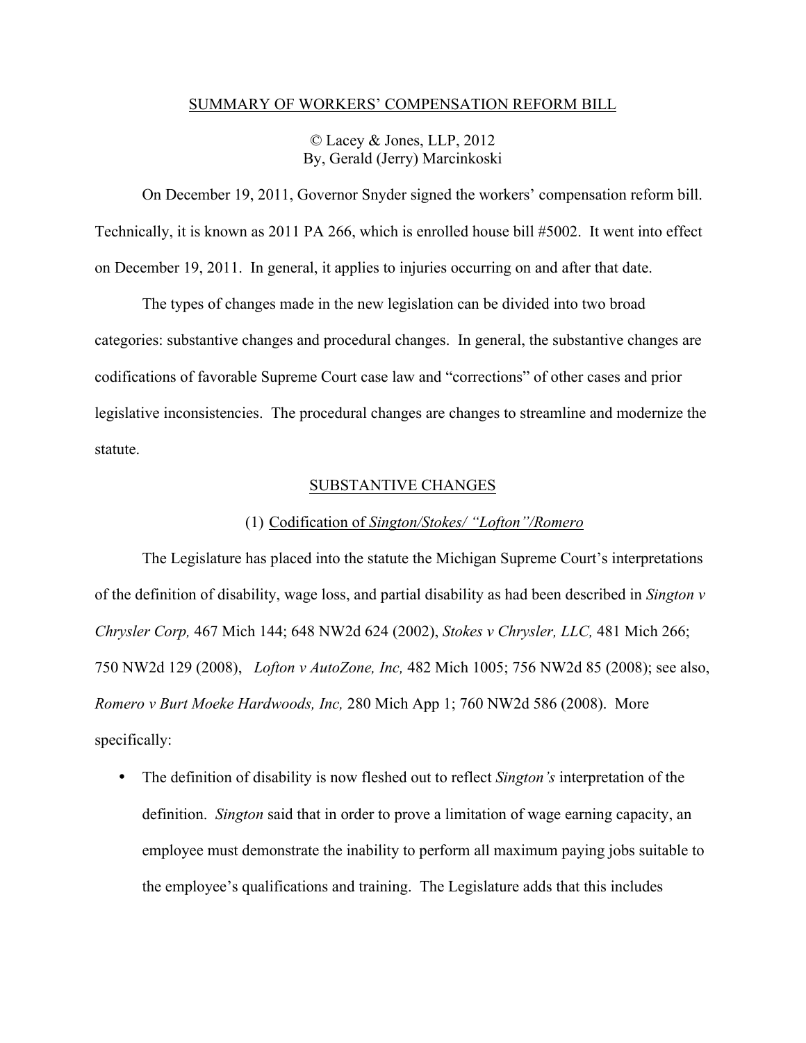# SUMMARY OF WORKERS' COMPENSATION REFORM BILL

© Lacey & Jones, LLP, 2012
By, Gerald (Jerry) Marcinkoski

On December 19, 2011, Governor Snyder signed the workers' compensation reform bill. Technically, it is known as 2011 PA 266, which is enrolled house bill #5002. It went into effect on December 19, 2011. In general, it applies to injuries occurring on and after that date.

The types of changes made in the new legislation can be divided into two broad categories: substantive changes and procedural changes. In general, the substantive changes are codifications of favorable Supreme Court case law and "corrections" of other cases and prior legislative inconsistencies. The procedural changes are changes to streamline and modernize the statute.

## SUBSTANTIVE CHANGES

### (1) Codification of *Sington/Stokes/ "Lofton"/Romero*

The Legislature has placed into the statute the Michigan Supreme Court's interpretations of the definition of disability, wage loss, and partial disability as had been described in *Sington v Chrysler Corp,* 467 Mich 144; 648 NW2d 624 (2002), *Stokes v Chrysler, LLC,* 481 Mich 266; 750 NW2d 129 (2008), *Lofton v AutoZone, Inc,* 482 Mich 1005; 756 NW2d 85 (2008); see also, *Romero v Burt Moeke Hardwoods, Inc,* 280 Mich App 1; 760 NW2d 586 (2008). More specifically:

- The definition of disability is now fleshed out to reflect *Sington's* interpretation of the definition. *Sington* said that in order to prove a limitation of wage earning capacity, an employee must demonstrate the inability to perform all maximum paying jobs suitable to the employee's qualifications and training. The Legislature adds that this includes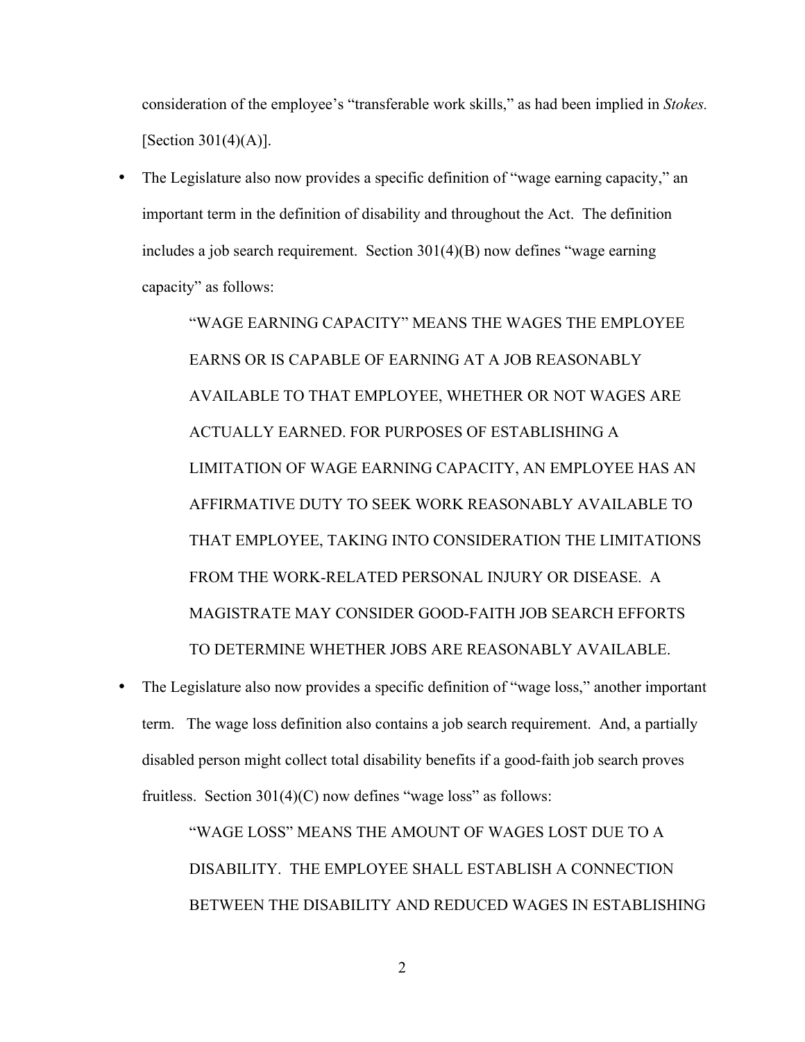consideration of the employee's "transferable work skills," as had been implied in *Stokes.* [Section 301(4)(A)].

- The Legislature also now provides a specific definition of "wage earning capacity," an important term in the definition of disability and throughout the Act. The definition includes a job search requirement. Section 301(4)(B) now defines "wage earning capacity" as follows:

  > "WAGE EARNING CAPACITY" MEANS THE WAGES THE EMPLOYEE EARNS OR IS CAPABLE OF EARNING AT A JOB REASONABLY AVAILABLE TO THAT EMPLOYEE, WHETHER OR NOT WAGES ARE ACTUALLY EARNED. FOR PURPOSES OF ESTABLISHING A LIMITATION OF WAGE EARNING CAPACITY, AN EMPLOYEE HAS AN AFFIRMATIVE DUTY TO SEEK WORK REASONABLY AVAILABLE TO THAT EMPLOYEE, TAKING INTO CONSIDERATION THE LIMITATIONS FROM THE WORK-RELATED PERSONAL INJURY OR DISEASE. A MAGISTRATE MAY CONSIDER GOOD-FAITH JOB SEARCH EFFORTS TO DETERMINE WHETHER JOBS ARE REASONABLY AVAILABLE.

- The Legislature also now provides a specific definition of "wage loss," another important term. The wage loss definition also contains a job search requirement. And, a partially disabled person might collect total disability benefits if a good-faith job search proves fruitless. Section 301(4)(C) now defines "wage loss" as follows:

  > "WAGE LOSS" MEANS THE AMOUNT OF WAGES LOST DUE TO A DISABILITY. THE EMPLOYEE SHALL ESTABLISH A CONNECTION BETWEEN THE DISABILITY AND REDUCED WAGES IN ESTABLISHING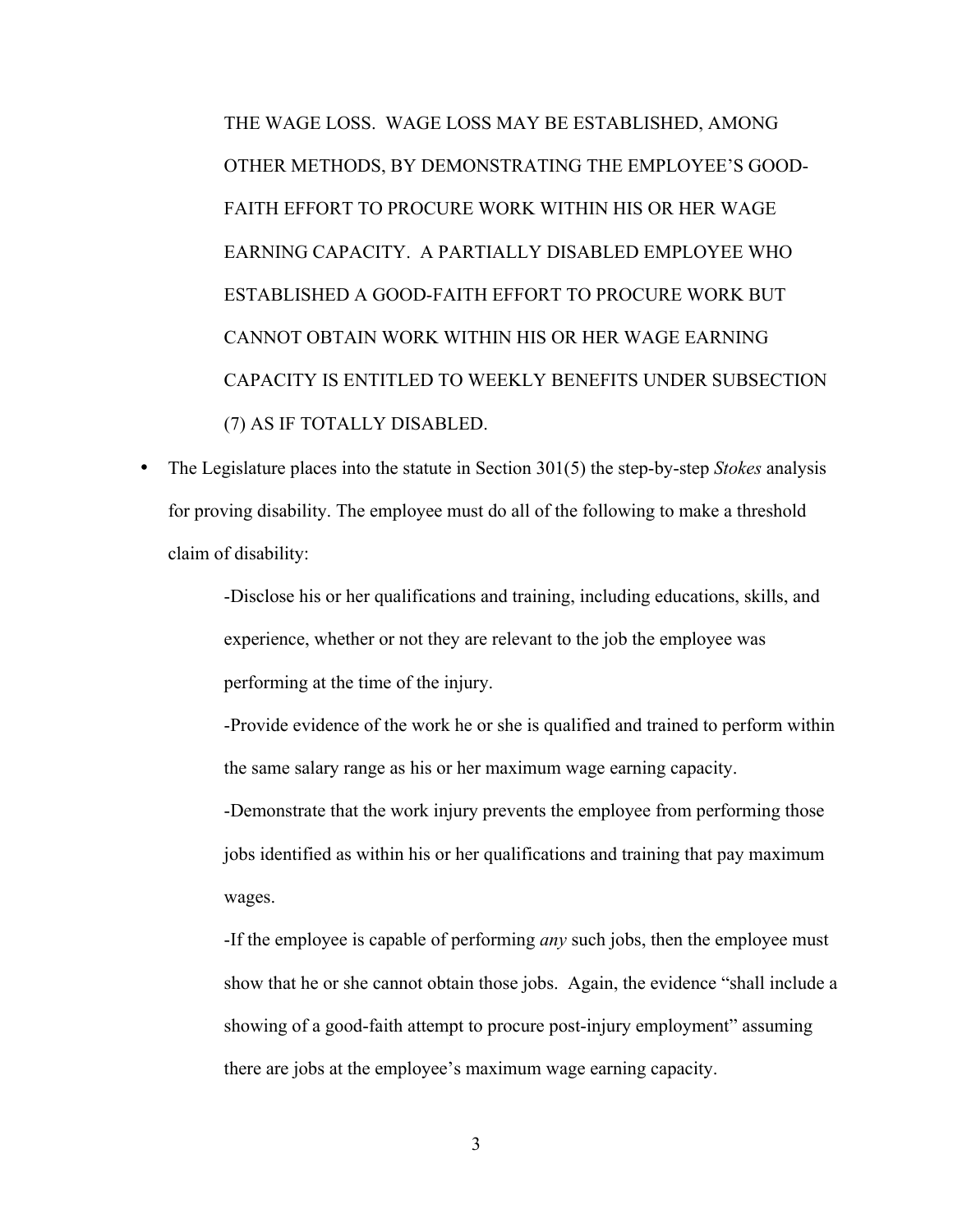> THE WAGE LOSS. WAGE LOSS MAY BE ESTABLISHED, AMONG OTHER METHODS, BY DEMONSTRATING THE EMPLOYEE'S GOOD-FAITH EFFORT TO PROCURE WORK WITHIN HIS OR HER WAGE EARNING CAPACITY. A PARTIALLY DISABLED EMPLOYEE WHO ESTABLISHED A GOOD-FAITH EFFORT TO PROCURE WORK BUT CANNOT OBTAIN WORK WITHIN HIS OR HER WAGE EARNING CAPACITY IS ENTITLED TO WEEKLY BENEFITS UNDER SUBSECTION (7) AS IF TOTALLY DISABLED.

- The Legislature places into the statute in Section 301(5) the step-by-step *Stokes* analysis for proving disability. The employee must do all of the following to make a threshold claim of disability:

  -Disclose his or her qualifications and training, including educations, skills, and experience, whether or not they are relevant to the job the employee was performing at the time of the injury.

  -Provide evidence of the work he or she is qualified and trained to perform within the same salary range as his or her maximum wage earning capacity.

  -Demonstrate that the work injury prevents the employee from performing those jobs identified as within his or her qualifications and training that pay maximum wages.

  -If the employee is capable of performing *any* such jobs, then the employee must show that he or she cannot obtain those jobs. Again, the evidence "shall include a showing of a good-faith attempt to procure post-injury employment" assuming there are jobs at the employee's maximum wage earning capacity.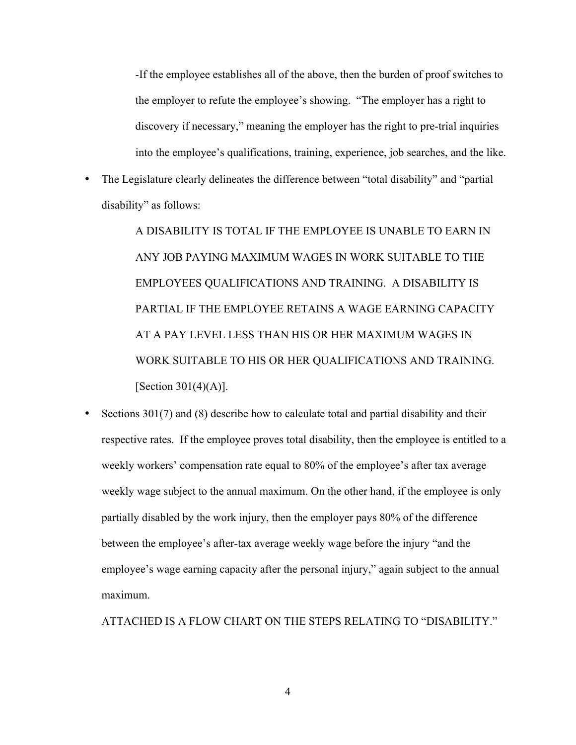-If the employee establishes all of the above, then the burden of proof switches to the employer to refute the employee's showing. "The employer has a right to discovery if necessary," meaning the employer has the right to pre-trial inquiries into the employee's qualifications, training, experience, job searches, and the like.

- The Legislature clearly delineates the difference between "total disability" and "partial disability" as follows:

  A DISABILITY IS TOTAL IF THE EMPLOYEE IS UNABLE TO EARN IN ANY JOB PAYING MAXIMUM WAGES IN WORK SUITABLE TO THE EMPLOYEES QUALIFICATIONS AND TRAINING. A DISABILITY IS PARTIAL IF THE EMPLOYEE RETAINS A WAGE EARNING CAPACITY AT A PAY LEVEL LESS THAN HIS OR HER MAXIMUM WAGES IN WORK SUITABLE TO HIS OR HER QUALIFICATIONS AND TRAINING. [Section 301(4)(A)].

- Sections 301(7) and (8) describe how to calculate total and partial disability and their respective rates. If the employee proves total disability, then the employee is entitled to a weekly workers' compensation rate equal to 80% of the employee's after tax average weekly wage subject to the annual maximum. On the other hand, if the employee is only partially disabled by the work injury, then the employer pays 80% of the difference between the employee's after-tax average weekly wage before the injury "and the employee's wage earning capacity after the personal injury," again subject to the annual maximum.

ATTACHED IS A FLOW CHART ON THE STEPS RELATING TO "DISABILITY."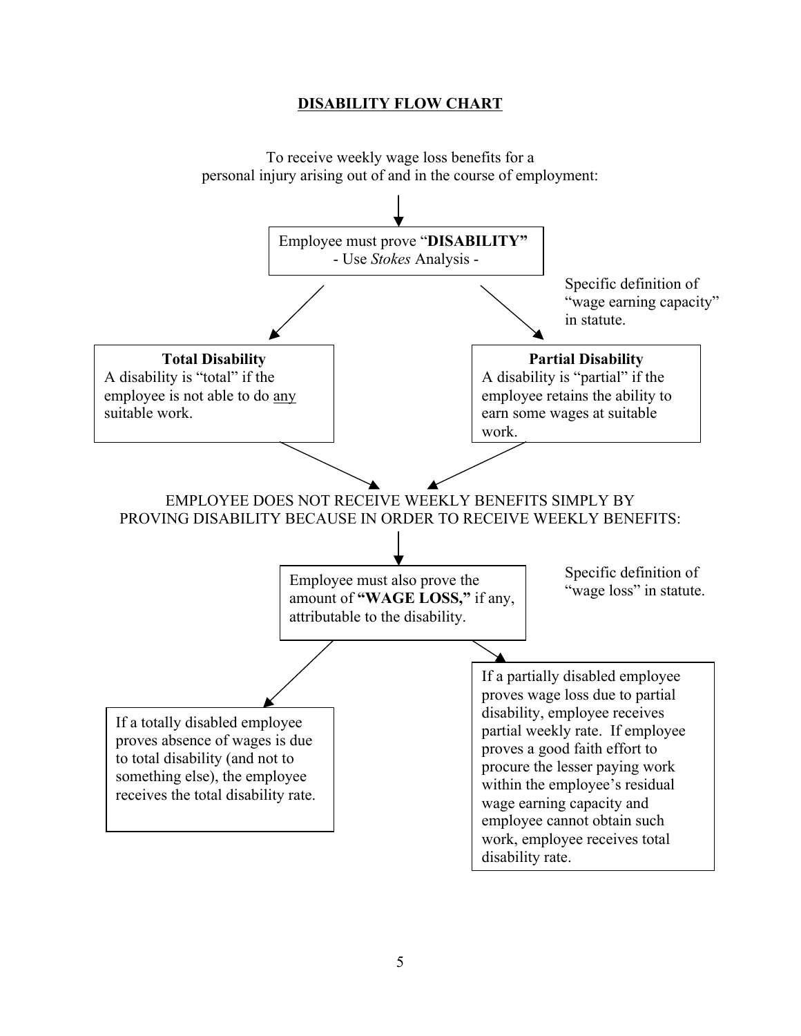## DISABILITY FLOW CHART

To receive weekly wage loss benefits for a personal injury arising out of and in the course of employment:

↓

Employee must prove "**DISABILITY**"
- Use *Stokes* Analysis -

Specific definition of "wage earning capacity" in statute.

**Total Disability**
A disability is "total" if the employee is not able to do <u>any</u> suitable work.

**Partial Disability**
A disability is "partial" if the employee retains the ability to earn some wages at suitable work.

EMPLOYEE DOES NOT RECEIVE WEEKLY BENEFITS SIMPLY BY PROVING DISABILITY BECAUSE IN ORDER TO RECEIVE WEEKLY BENEFITS:

↓

Employee must also prove the amount of **"WAGE LOSS,"** if any, attributable to the disability.

Specific definition of "wage loss" in statute.

If a totally disabled employee proves absence of wages is due to total disability (and not to something else), the employee receives the total disability rate.

If a partially disabled employee proves wage loss due to partial disability, employee receives partial weekly rate. If employee proves a good faith effort to procure the lesser paying work within the employee's residual wage earning capacity and employee cannot obtain such work, employee receives total disability rate.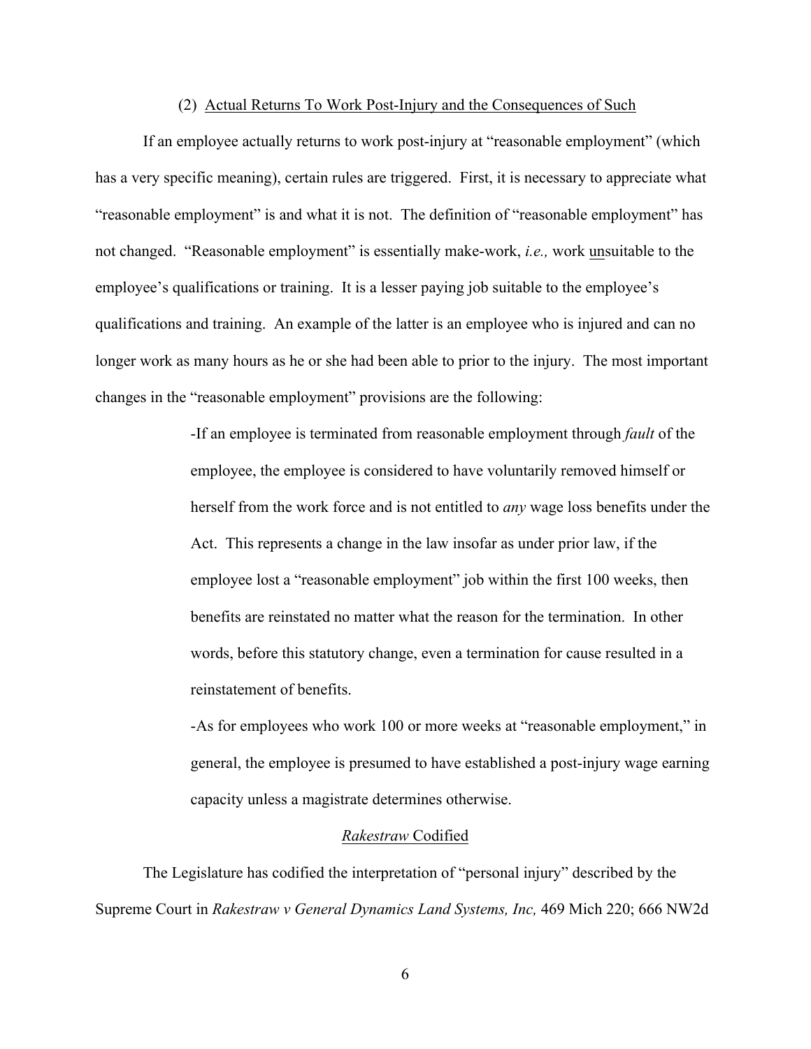(2) Actual Returns To Work Post-Injury and the Consequences of Such

If an employee actually returns to work post-injury at "reasonable employment" (which has a very specific meaning), certain rules are triggered. First, it is necessary to appreciate what "reasonable employment" is and what it is not. The definition of "reasonable employment" has not changed. "Reasonable employment" is essentially make-work, *i.e.,* work unsuitable to the employee's qualifications or training. It is a lesser paying job suitable to the employee's qualifications and training. An example of the latter is an employee who is injured and can no longer work as many hours as he or she had been able to prior to the injury. The most important changes in the "reasonable employment" provisions are the following:

> -If an employee is terminated from reasonable employment through *fault* of the employee, the employee is considered to have voluntarily removed himself or herself from the work force and is not entitled to *any* wage loss benefits under the Act. This represents a change in the law insofar as under prior law, if the employee lost a "reasonable employment" job within the first 100 weeks, then benefits are reinstated no matter what the reason for the termination. In other words, before this statutory change, even a termination for cause resulted in a reinstatement of benefits.
>
> -As for employees who work 100 or more weeks at "reasonable employment," in general, the employee is presumed to have established a post-injury wage earning capacity unless a magistrate determines otherwise.

*Rakestraw* Codified

The Legislature has codified the interpretation of "personal injury" described by the Supreme Court in *Rakestraw v General Dynamics Land Systems, Inc,* 469 Mich 220; 666 NW2d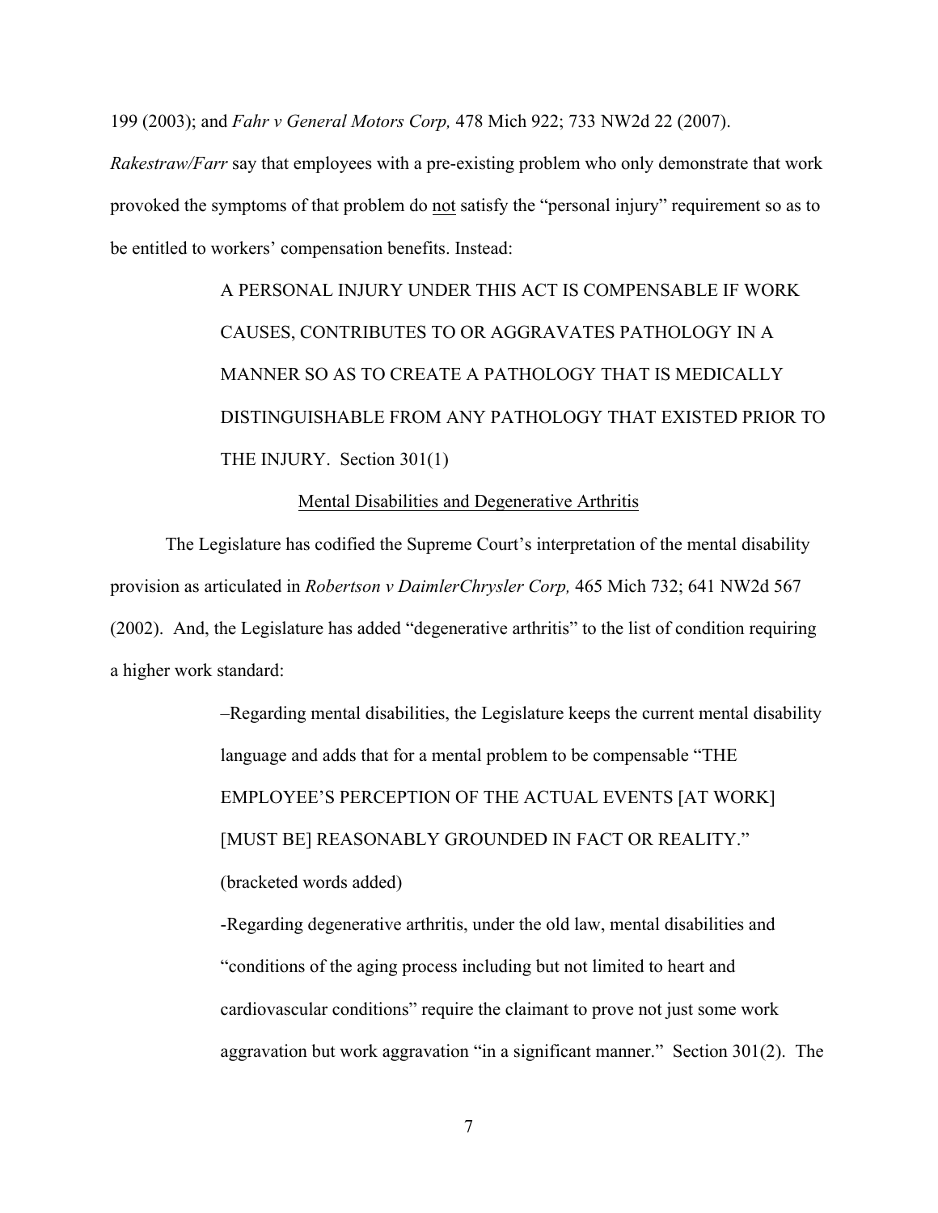199 (2003); and *Fahr v General Motors Corp,* 478 Mich 922; 733 NW2d 22 (2007). *Rakestraw/Farr* say that employees with a pre-existing problem who only demonstrate that work provoked the symptoms of that problem do not satisfy the "personal injury" requirement so as to be entitled to workers' compensation benefits. Instead:

> A PERSONAL INJURY UNDER THIS ACT IS COMPENSABLE IF WORK CAUSES, CONTRIBUTES TO OR AGGRAVATES PATHOLOGY IN A MANNER SO AS TO CREATE A PATHOLOGY THAT IS MEDICALLY DISTINGUISHABLE FROM ANY PATHOLOGY THAT EXISTED PRIOR TO THE INJURY. Section 301(1)

Mental Disabilities and Degenerative Arthritis

The Legislature has codified the Supreme Court's interpretation of the mental disability provision as articulated in *Robertson v DaimlerChrysler Corp,* 465 Mich 732; 641 NW2d 567 (2002). And, the Legislature has added "degenerative arthritis" to the list of condition requiring a higher work standard:

> –Regarding mental disabilities, the Legislature keeps the current mental disability language and adds that for a mental problem to be compensable "THE EMPLOYEE'S PERCEPTION OF THE ACTUAL EVENTS [AT WORK] [MUST BE] REASONABLY GROUNDED IN FACT OR REALITY." (bracketed words added)
>
> -Regarding degenerative arthritis, under the old law, mental disabilities and "conditions of the aging process including but not limited to heart and cardiovascular conditions" require the claimant to prove not just some work aggravation but work aggravation "in a significant manner." Section 301(2). The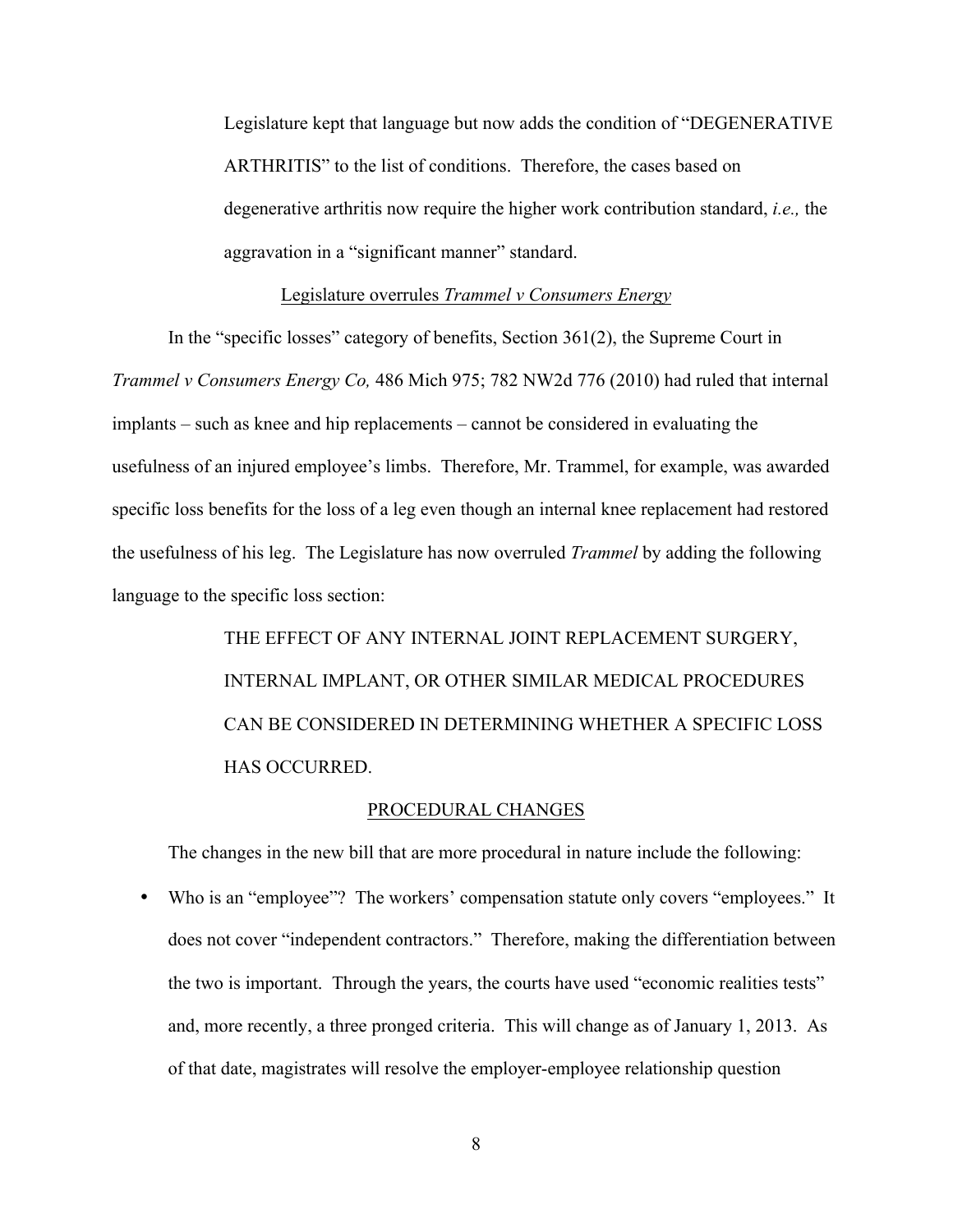Legislature kept that language but now adds the condition of "DEGENERATIVE ARTHRITIS" to the list of conditions. Therefore, the cases based on degenerative arthritis now require the higher work contribution standard, *i.e.,* the aggravation in a "significant manner" standard.

<u>Legislature overrules *Trammel v Consumers Energy*</u>

In the "specific losses" category of benefits, Section 361(2), the Supreme Court in *Trammel v Consumers Energy Co,* 486 Mich 975; 782 NW2d 776 (2010) had ruled that internal implants – such as knee and hip replacements – cannot be considered in evaluating the usefulness of an injured employee's limbs. Therefore, Mr. Trammel, for example, was awarded specific loss benefits for the loss of a leg even though an internal knee replacement had restored the usefulness of his leg. The Legislature has now overruled *Trammel* by adding the following language to the specific loss section:

> THE EFFECT OF ANY INTERNAL JOINT REPLACEMENT SURGERY, INTERNAL IMPLANT, OR OTHER SIMILAR MEDICAL PROCEDURES CAN BE CONSIDERED IN DETERMINING WHETHER A SPECIFIC LOSS HAS OCCURRED.

<u>PROCEDURAL CHANGES</u>

The changes in the new bill that are more procedural in nature include the following:

- Who is an "employee"? The workers' compensation statute only covers "employees." It does not cover "independent contractors." Therefore, making the differentiation between the two is important. Through the years, the courts have used "economic realities tests" and, more recently, a three pronged criteria. This will change as of January 1, 2013. As of that date, magistrates will resolve the employer-employee relationship question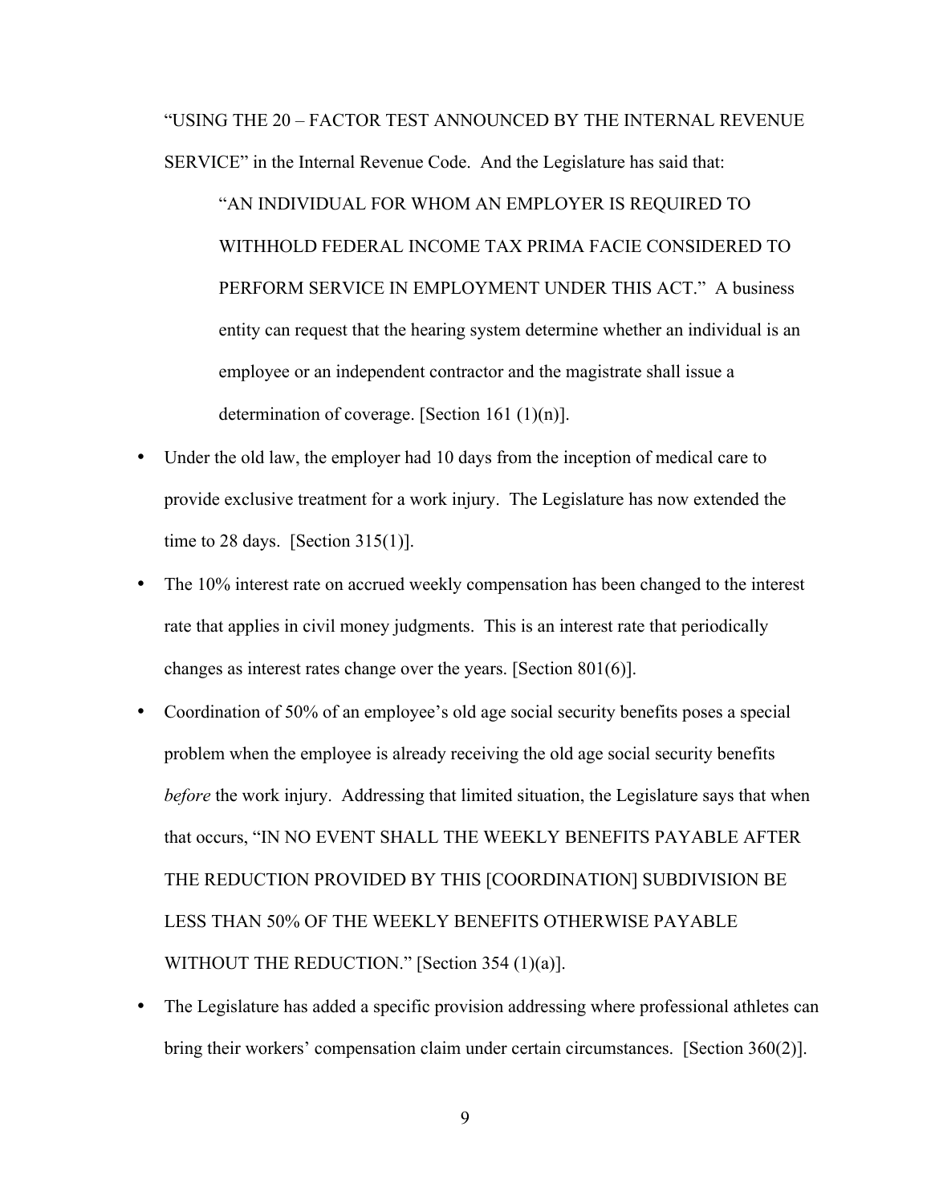"USING THE 20 – FACTOR TEST ANNOUNCED BY THE INTERNAL REVENUE SERVICE" in the Internal Revenue Code. And the Legislature has said that:

> "AN INDIVIDUAL FOR WHOM AN EMPLOYER IS REQUIRED TO WITHHOLD FEDERAL INCOME TAX PRIMA FACIE CONSIDERED TO PERFORM SERVICE IN EMPLOYMENT UNDER THIS ACT." A business entity can request that the hearing system determine whether an individual is an employee or an independent contractor and the magistrate shall issue a determination of coverage. [Section 161 (1)(n)].

- Under the old law, the employer had 10 days from the inception of medical care to provide exclusive treatment for a work injury. The Legislature has now extended the time to 28 days. [Section 315(1)].
- The 10% interest rate on accrued weekly compensation has been changed to the interest rate that applies in civil money judgments. This is an interest rate that periodically changes as interest rates change over the years. [Section 801(6)].
- Coordination of 50% of an employee's old age social security benefits poses a special problem when the employee is already receiving the old age social security benefits *before* the work injury. Addressing that limited situation, the Legislature says that when that occurs, "IN NO EVENT SHALL THE WEEKLY BENEFITS PAYABLE AFTER THE REDUCTION PROVIDED BY THIS [COORDINATION] SUBDIVISION BE LESS THAN 50% OF THE WEEKLY BENEFITS OTHERWISE PAYABLE WITHOUT THE REDUCTION." [Section 354 (1)(a)].
- The Legislature has added a specific provision addressing where professional athletes can bring their workers' compensation claim under certain circumstances. [Section 360(2)].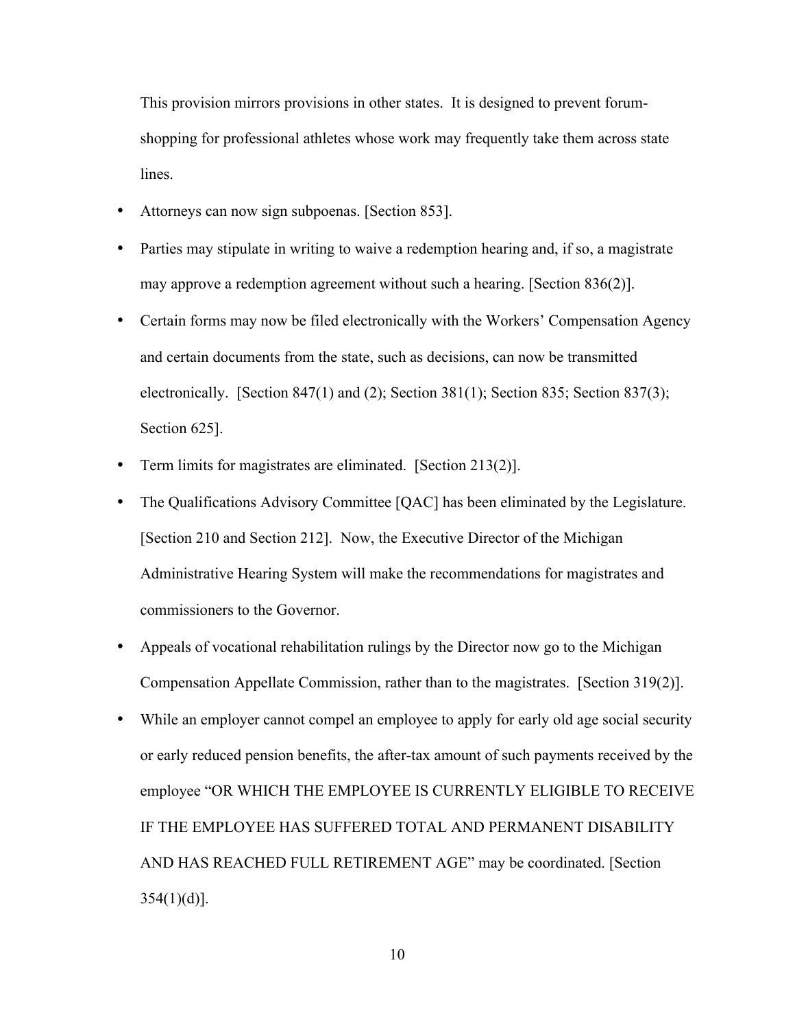This provision mirrors provisions in other states. It is designed to prevent forum-shopping for professional athletes whose work may frequently take them across state lines.

- Attorneys can now sign subpoenas. [Section 853].
- Parties may stipulate in writing to waive a redemption hearing and, if so, a magistrate may approve a redemption agreement without such a hearing. [Section 836(2)].
- Certain forms may now be filed electronically with the Workers' Compensation Agency and certain documents from the state, such as decisions, can now be transmitted electronically. [Section 847(1) and (2); Section 381(1); Section 835; Section 837(3); Section 625].
- Term limits for magistrates are eliminated. [Section 213(2)].
- The Qualifications Advisory Committee [QAC] has been eliminated by the Legislature. [Section 210 and Section 212]. Now, the Executive Director of the Michigan Administrative Hearing System will make the recommendations for magistrates and commissioners to the Governor.
- Appeals of vocational rehabilitation rulings by the Director now go to the Michigan Compensation Appellate Commission, rather than to the magistrates. [Section 319(2)].
- While an employer cannot compel an employee to apply for early old age social security or early reduced pension benefits, the after-tax amount of such payments received by the employee "OR WHICH THE EMPLOYEE IS CURRENTLY ELIGIBLE TO RECEIVE IF THE EMPLOYEE HAS SUFFERED TOTAL AND PERMANENT DISABILITY AND HAS REACHED FULL RETIREMENT AGE" may be coordinated. [Section 354(1)(d)].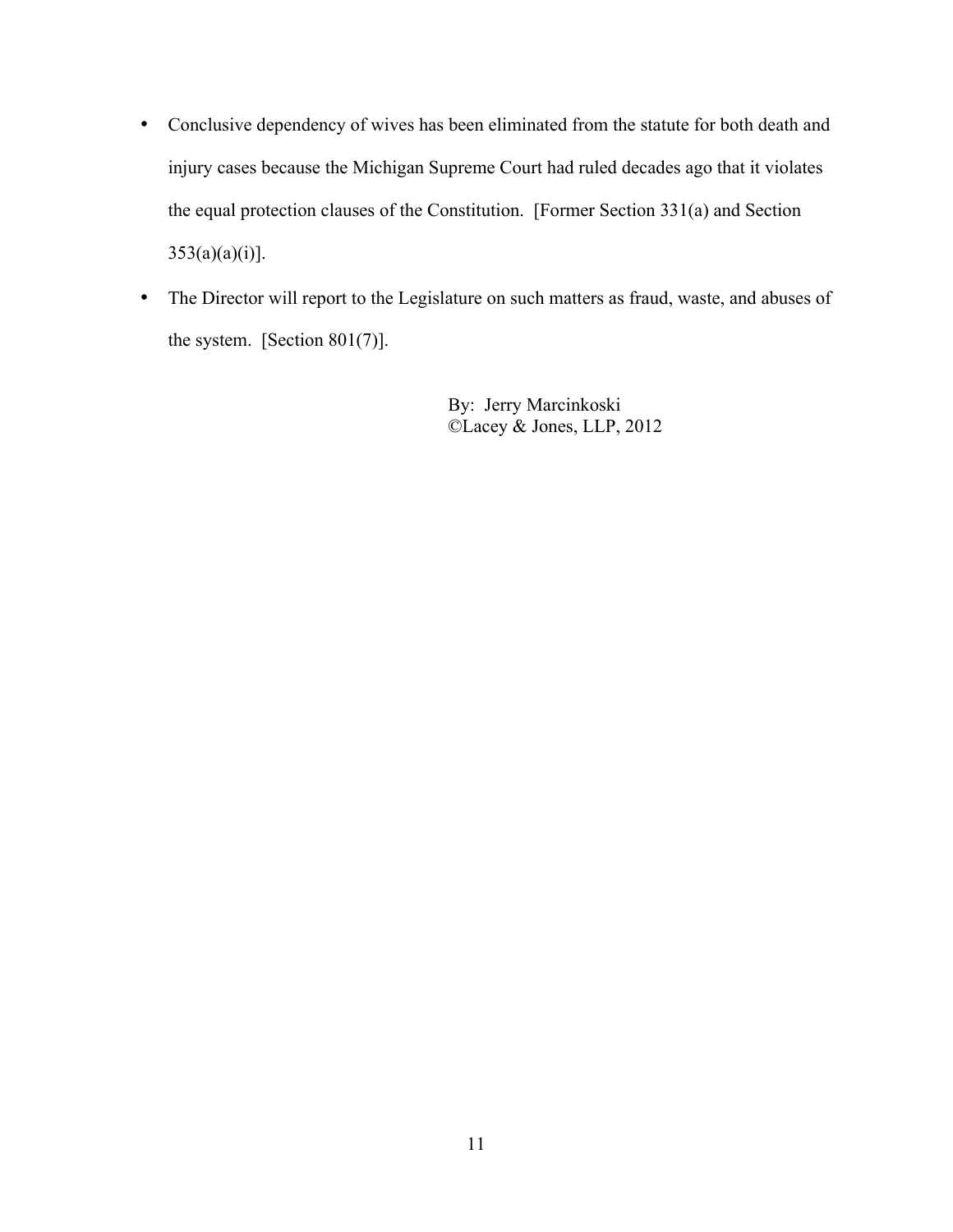- Conclusive dependency of wives has been eliminated from the statute for both death and injury cases because the Michigan Supreme Court had ruled decades ago that it violates the equal protection clauses of the Constitution. [Former Section 331(a) and Section 353(a)(a)(i)].
- The Director will report to the Legislature on such matters as fraud, waste, and abuses of the system. [Section 801(7)].

By: Jerry Marcinkoski
©Lacey & Jones, LLP, 2012